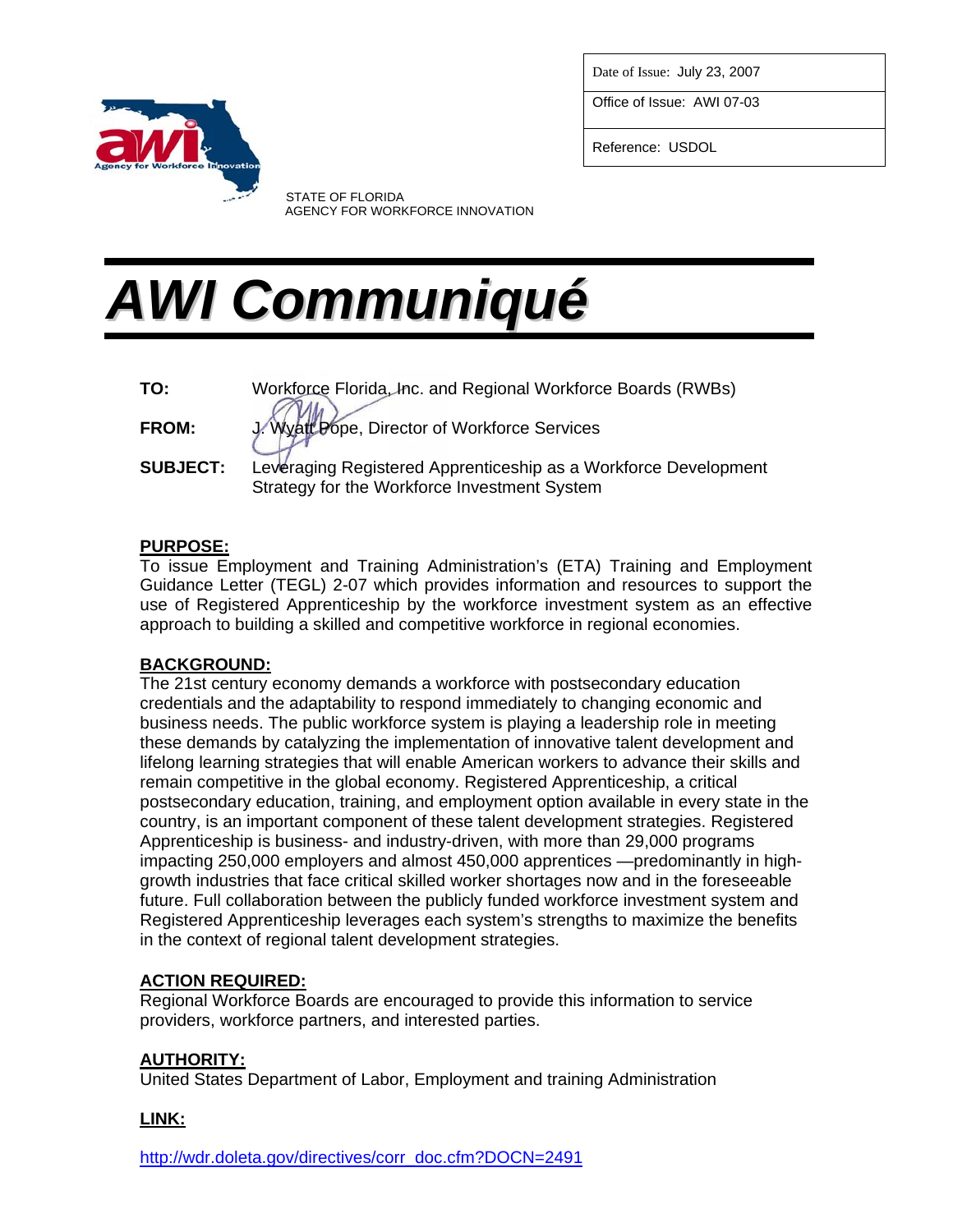| Date of Issue: July 23, 2007 |
|---|
| Office of Issue: AWI 07-03 |
| Reference: USDOL |

STATE OF FLORIDA
AGENCY FOR WORKFORCE INNOVATION

# *AWI Communiqué*

**TO:** Workforce Florida, Inc. and Regional Workforce Boards (RWBs)

**FROM:** J. Wyatt Pope, Director of Workforce Services

**SUBJECT:** Leveraging Registered Apprenticeship as a Workforce Development Strategy for the Workforce Investment System

**PURPOSE:**
To issue Employment and Training Administration's (ETA) Training and Employment Guidance Letter (TEGL) 2-07 which provides information and resources to support the use of Registered Apprenticeship by the workforce investment system as an effective approach to building a skilled and competitive workforce in regional economies.

**BACKGROUND:**
The 21st century economy demands a workforce with postsecondary education credentials and the adaptability to respond immediately to changing economic and business needs. The public workforce system is playing a leadership role in meeting these demands by catalyzing the implementation of innovative talent development and lifelong learning strategies that will enable American workers to advance their skills and remain competitive in the global economy. Registered Apprenticeship, a critical postsecondary education, training, and employment option available in every state in the country, is an important component of these talent development strategies. Registered Apprenticeship is business- and industry-driven, with more than 29,000 programs impacting 250,000 employers and almost 450,000 apprentices —predominantly in high-growth industries that face critical skilled worker shortages now and in the foreseeable future. Full collaboration between the publicly funded workforce investment system and Registered Apprenticeship leverages each system's strengths to maximize the benefits in the context of regional talent development strategies.

**ACTION REQUIRED:**
Regional Workforce Boards are encouraged to provide this information to service providers, workforce partners, and interested parties.

**AUTHORITY:**
United States Department of Labor, Employment and training Administration

**LINK:**

http://wdr.doleta.gov/directives/corr_doc.cfm?DOCN=2491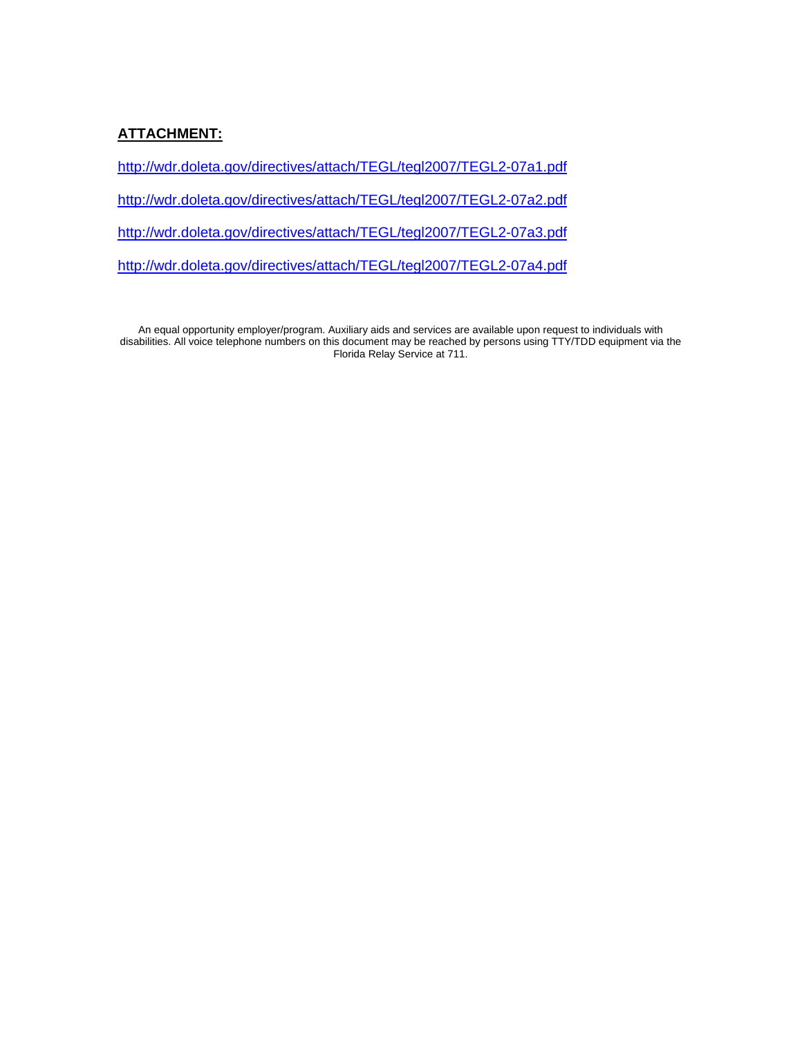**ATTACHMENT:**

http://wdr.doleta.gov/directives/attach/TEGL/tegl2007/TEGL2-07a1.pdf

http://wdr.doleta.gov/directives/attach/TEGL/tegl2007/TEGL2-07a2.pdf

http://wdr.doleta.gov/directives/attach/TEGL/tegl2007/TEGL2-07a3.pdf

http://wdr.doleta.gov/directives/attach/TEGL/tegl2007/TEGL2-07a4.pdf

An equal opportunity employer/program. Auxiliary aids and services are available upon request to individuals with disabilities. All voice telephone numbers on this document may be reached by persons using TTY/TDD equipment via the Florida Relay Service at 711.